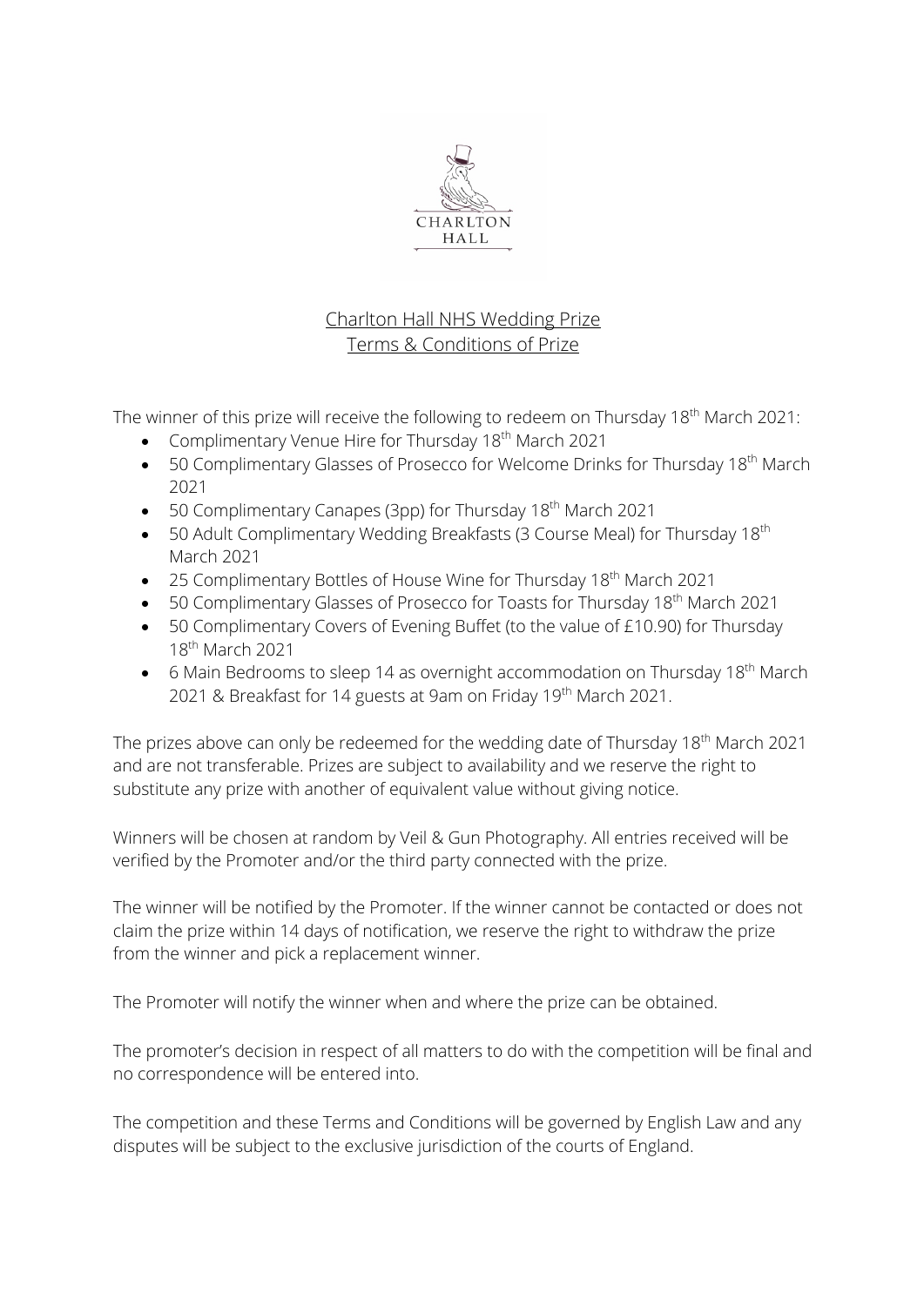CHARLTON HALL

## Charlton Hall NHS Wedding Prize
## Terms & Conditions of Prize

The winner of this prize will receive the following to redeem on Thursday 18th March 2021:

- Complimentary Venue Hire for Thursday 18th March 2021
- 50 Complimentary Glasses of Prosecco for Welcome Drinks for Thursday 18th March 2021
- 50 Complimentary Canapes (3pp) for Thursday 18th March 2021
- 50 Adult Complimentary Wedding Breakfasts (3 Course Meal) for Thursday 18th March 2021
- 25 Complimentary Bottles of House Wine for Thursday 18th March 2021
- 50 Complimentary Glasses of Prosecco for Toasts for Thursday 18th March 2021
- 50 Complimentary Covers of Evening Buffet (to the value of £10.90) for Thursday 18th March 2021
- 6 Main Bedrooms to sleep 14 as overnight accommodation on Thursday 18th March 2021 & Breakfast for 14 guests at 9am on Friday 19th March 2021.

The prizes above can only be redeemed for the wedding date of Thursday 18th March 2021 and are not transferable. Prizes are subject to availability and we reserve the right to substitute any prize with another of equivalent value without giving notice.

Winners will be chosen at random by Veil & Gun Photography. All entries received will be verified by the Promoter and/or the third party connected with the prize.

The winner will be notified by the Promoter. If the winner cannot be contacted or does not claim the prize within 14 days of notification, we reserve the right to withdraw the prize from the winner and pick a replacement winner.

The Promoter will notify the winner when and where the prize can be obtained.

The promoter's decision in respect of all matters to do with the competition will be final and no correspondence will be entered into.

The competition and these Terms and Conditions will be governed by English Law and any disputes will be subject to the exclusive jurisdiction of the courts of England.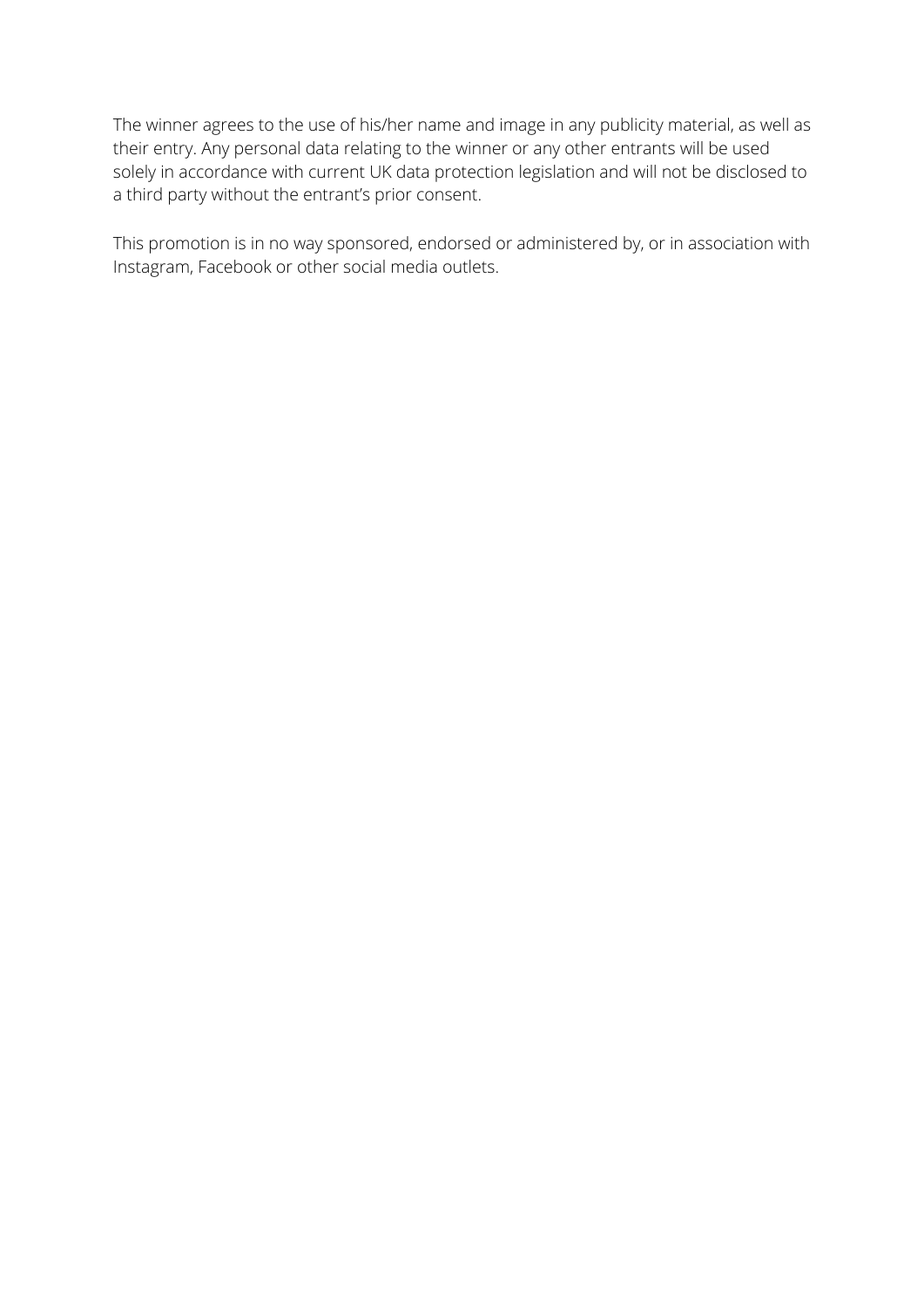The winner agrees to the use of his/her name and image in any publicity material, as well as their entry. Any personal data relating to the winner or any other entrants will be used solely in accordance with current UK data protection legislation and will not be disclosed to a third party without the entrant's prior consent.

This promotion is in no way sponsored, endorsed or administered by, or in association with Instagram, Facebook or other social media outlets.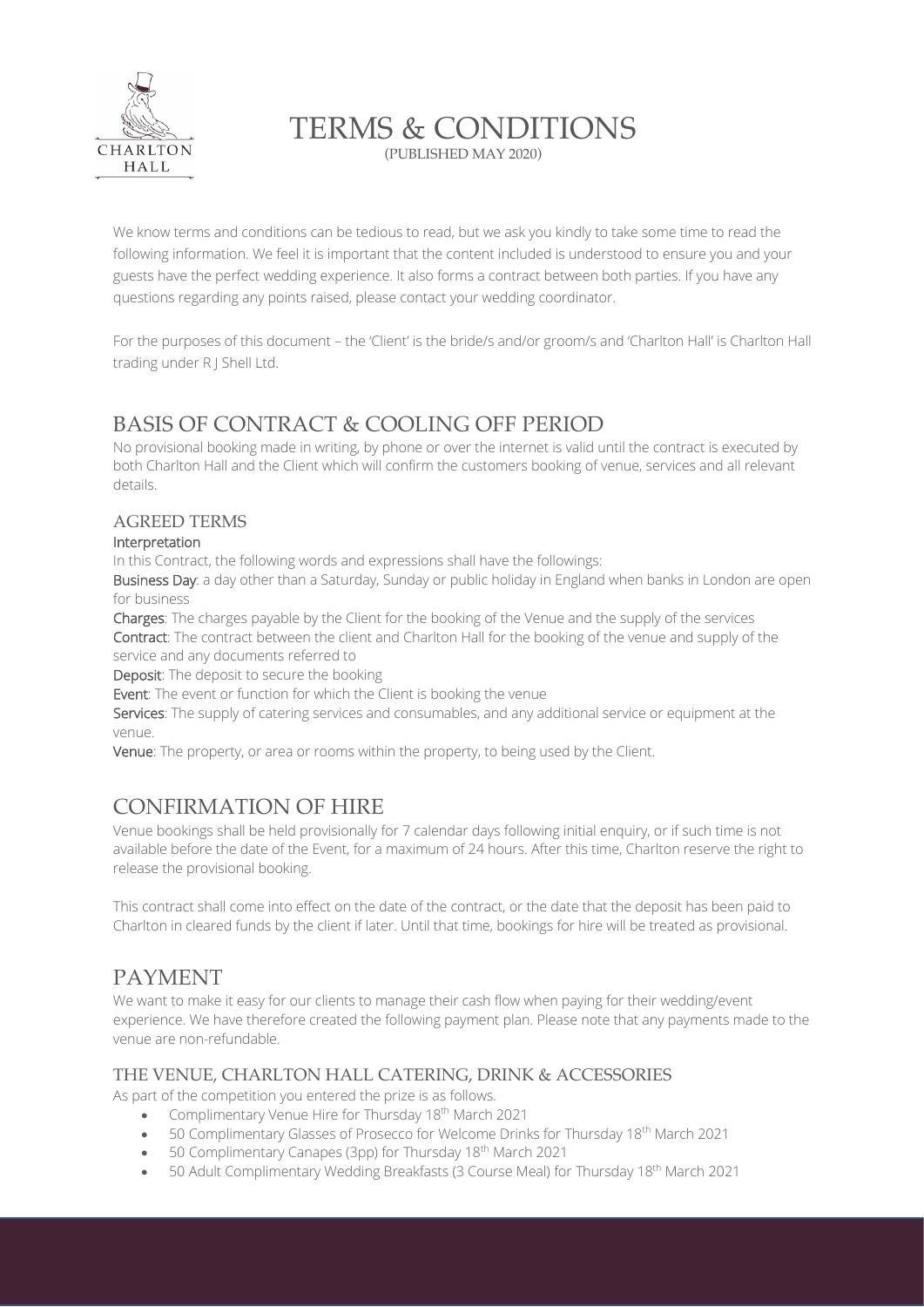# TERMS & CONDITIONS

(PUBLISHED MAY 2020)

We know terms and conditions can be tedious to read, but we ask you kindly to take some time to read the following information. We feel it is important that the content included is understood to ensure you and your guests have the perfect wedding experience. It also forms a contract between both parties. If you have any questions regarding any points raised, please contact your wedding coordinator.

For the purposes of this document – the 'Client' is the bride/s and/or groom/s and 'Charlton Hall' is Charlton Hall trading under R J Shell Ltd.

## BASIS OF CONTRACT & COOLING OFF PERIOD

No provisional booking made in writing, by phone or over the internet is valid until the contract is executed by both Charlton Hall and the Client which will confirm the customers booking of venue, services and all relevant details.

### AGREED TERMS

**Interpretation**

In this Contract, the following words and expressions shall have the followings:

**Business Day**: a day other than a Saturday, Sunday or public holiday in England when banks in London are open for business

**Charges**: The charges payable by the Client for the booking of the Venue and the supply of the services

**Contract**: The contract between the client and Charlton Hall for the booking of the venue and supply of the service and any documents referred to

**Deposit**: The deposit to secure the booking

**Event**: The event or function for which the Client is booking the venue

**Services**: The supply of catering services and consumables, and any additional service or equipment at the venue.

**Venue**: The property, or area or rooms within the property, to being used by the Client.

## CONFIRMATION OF HIRE

Venue bookings shall be held provisionally for 7 calendar days following initial enquiry, or if such time is not available before the date of the Event, for a maximum of 24 hours. After this time, Charlton reserve the right to release the provisional booking.

This contract shall come into effect on the date of the contract, or the date that the deposit has been paid to Charlton in cleared funds by the client if later. Until that time, bookings for hire will be treated as provisional.

## PAYMENT

We want to make it easy for our clients to manage their cash flow when paying for their wedding/event experience. We have therefore created the following payment plan. Please note that any payments made to the venue are non-refundable.

### THE VENUE, CHARLTON HALL CATERING, DRINK & ACCESSORIES

As part of the competition you entered the prize is as follows.

- Complimentary Venue Hire for Thursday 18th March 2021
- 50 Complimentary Glasses of Prosecco for Welcome Drinks for Thursday 18th March 2021
- 50 Complimentary Canapes (3pp) for Thursday 18th March 2021
- 50 Adult Complimentary Wedding Breakfasts (3 Course Meal) for Thursday 18th March 2021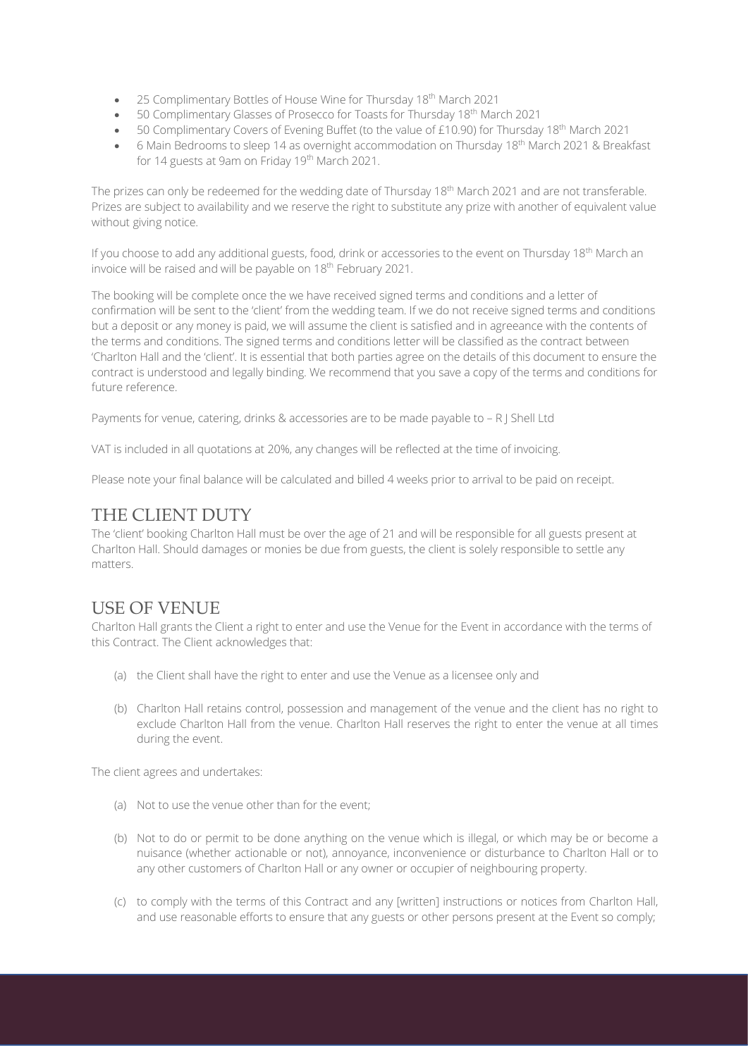- 25 Complimentary Bottles of House Wine for Thursday 18th March 2021
- 50 Complimentary Glasses of Prosecco for Toasts for Thursday 18th March 2021
- 50 Complimentary Covers of Evening Buffet (to the value of £10.90) for Thursday 18th March 2021
- 6 Main Bedrooms to sleep 14 as overnight accommodation on Thursday 18th March 2021 & Breakfast for 14 guests at 9am on Friday 19th March 2021.

The prizes can only be redeemed for the wedding date of Thursday 18th March 2021 and are not transferable. Prizes are subject to availability and we reserve the right to substitute any prize with another of equivalent value without giving notice.

If you choose to add any additional guests, food, drink or accessories to the event on Thursday 18th March an invoice will be raised and will be payable on 18th February 2021.

The booking will be complete once the we have received signed terms and conditions and a letter of confirmation will be sent to the 'client' from the wedding team. If we do not receive signed terms and conditions but a deposit or any money is paid, we will assume the client is satisfied and in agreeance with the contents of the terms and conditions. The signed terms and conditions letter will be classified as the contract between 'Charlton Hall and the 'client'. It is essential that both parties agree on the details of this document to ensure the contract is understood and legally binding. We recommend that you save a copy of the terms and conditions for future reference.

Payments for venue, catering, drinks & accessories are to be made payable to – R J Shell Ltd

VAT is included in all quotations at 20%, any changes will be reflected at the time of invoicing.

Please note your final balance will be calculated and billed 4 weeks prior to arrival to be paid on receipt.

## THE CLIENT DUTY

The 'client' booking Charlton Hall must be over the age of 21 and will be responsible for all guests present at Charlton Hall. Should damages or monies be due from guests, the client is solely responsible to settle any matters.

## USE OF VENUE

Charlton Hall grants the Client a right to enter and use the Venue for the Event in accordance with the terms of this Contract. The Client acknowledges that:

(a) the Client shall have the right to enter and use the Venue as a licensee only and

(b) Charlton Hall retains control, possession and management of the venue and the client has no right to exclude Charlton Hall from the venue. Charlton Hall reserves the right to enter the venue at all times during the event.

The client agrees and undertakes:

(a) Not to use the venue other than for the event;

(b) Not to do or permit to be done anything on the venue which is illegal, or which may be or become a nuisance (whether actionable or not), annoyance, inconvenience or disturbance to Charlton Hall or to any other customers of Charlton Hall or any owner or occupier of neighbouring property.

(c) to comply with the terms of this Contract and any [written] instructions or notices from Charlton Hall, and use reasonable efforts to ensure that any guests or other persons present at the Event so comply;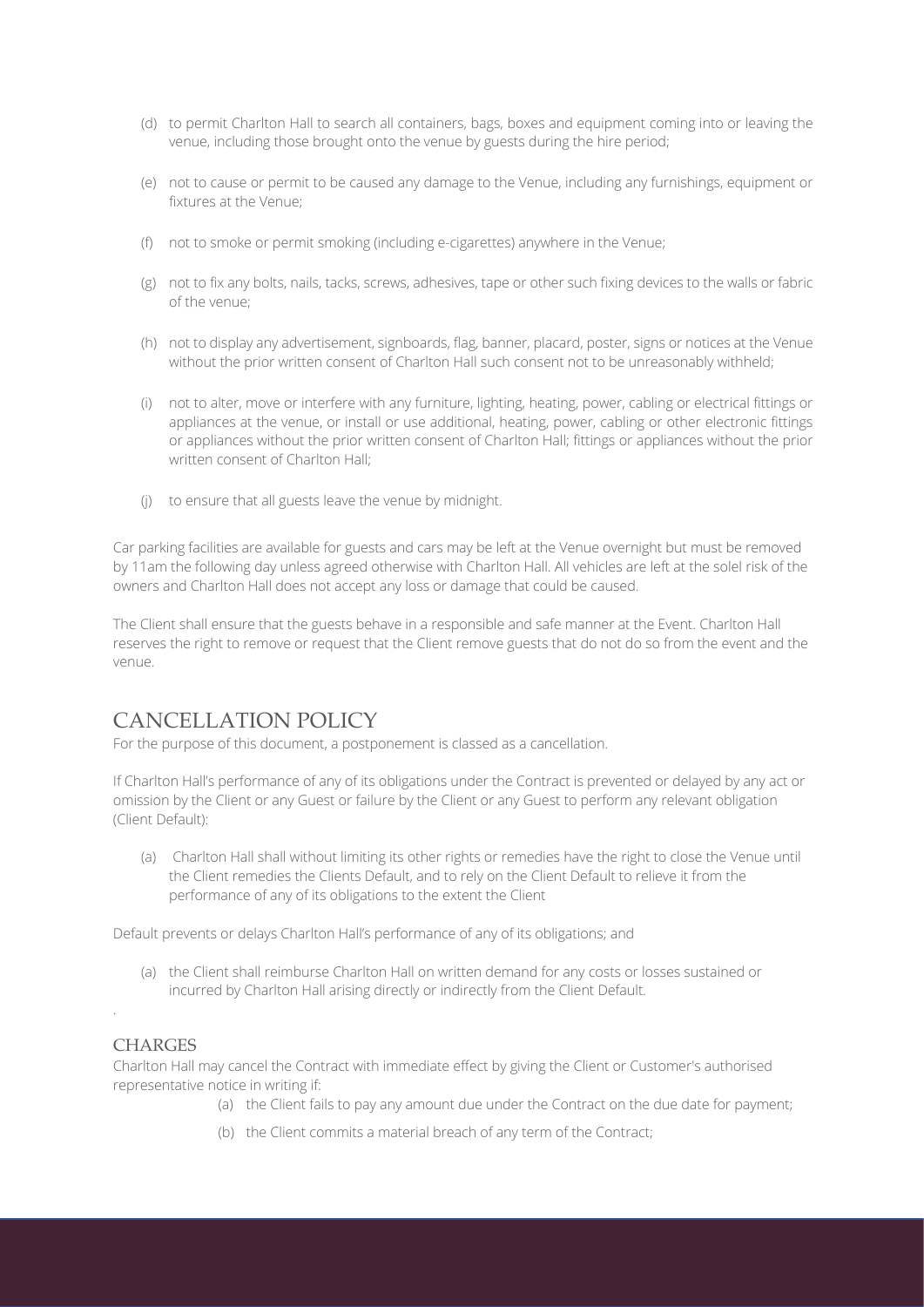(d) to permit Charlton Hall to search all containers, bags, boxes and equipment coming into or leaving the venue, including those brought onto the venue by guests during the hire period;

(e) not to cause or permit to be caused any damage to the Venue, including any furnishings, equipment or fixtures at the Venue;

(f) not to smoke or permit smoking (including e-cigarettes) anywhere in the Venue;

(g) not to fix any bolts, nails, tacks, screws, adhesives, tape or other such fixing devices to the walls or fabric of the venue;

(h) not to display any advertisement, signboards, flag, banner, placard, poster, signs or notices at the Venue without the prior written consent of Charlton Hall such consent not to be unreasonably withheld;

(i) not to alter, move or interfere with any furniture, lighting, heating, power, cabling or electrical fittings or appliances at the venue, or install or use additional, heating, power, cabling or other electronic fittings or appliances without the prior written consent of Charlton Hall; fittings or appliances without the prior written consent of Charlton Hall;

(j) to ensure that all guests leave the venue by midnight.

Car parking facilities are available for guests and cars may be left at the Venue overnight but must be removed by 11am the following day unless agreed otherwise with Charlton Hall. All vehicles are left at the solel risk of the owners and Charlton Hall does not accept any loss or damage that could be caused.

The Client shall ensure that the guests behave in a responsible and safe manner at the Event. Charlton Hall reserves the right to remove or request that the Client remove guests that do not do so from the event and the venue.

## CANCELLATION POLICY

For the purpose of this document, a postponement is classed as a cancellation.

If Charlton Hall's performance of any of its obligations under the Contract is prevented or delayed by any act or omission by the Client or any Guest or failure by the Client or any Guest to perform any relevant obligation (Client Default):

(a) Charlton Hall shall without limiting its other rights or remedies have the right to close the Venue until the Client remedies the Clients Default, and to rely on the Client Default to relieve it from the performance of any of its obligations to the extent the Client

Default prevents or delays Charlton Hall's performance of any of its obligations; and

(a) the Client shall reimburse Charlton Hall on written demand for any costs or losses sustained or incurred by Charlton Hall arising directly or indirectly from the Client Default.

.

### CHARGES

Charlton Hall may cancel the Contract with immediate effect by giving the Client or Customer's authorised representative notice in writing if:

(a) the Client fails to pay any amount due under the Contract on the due date for payment;

(b) the Client commits a material breach of any term of the Contract;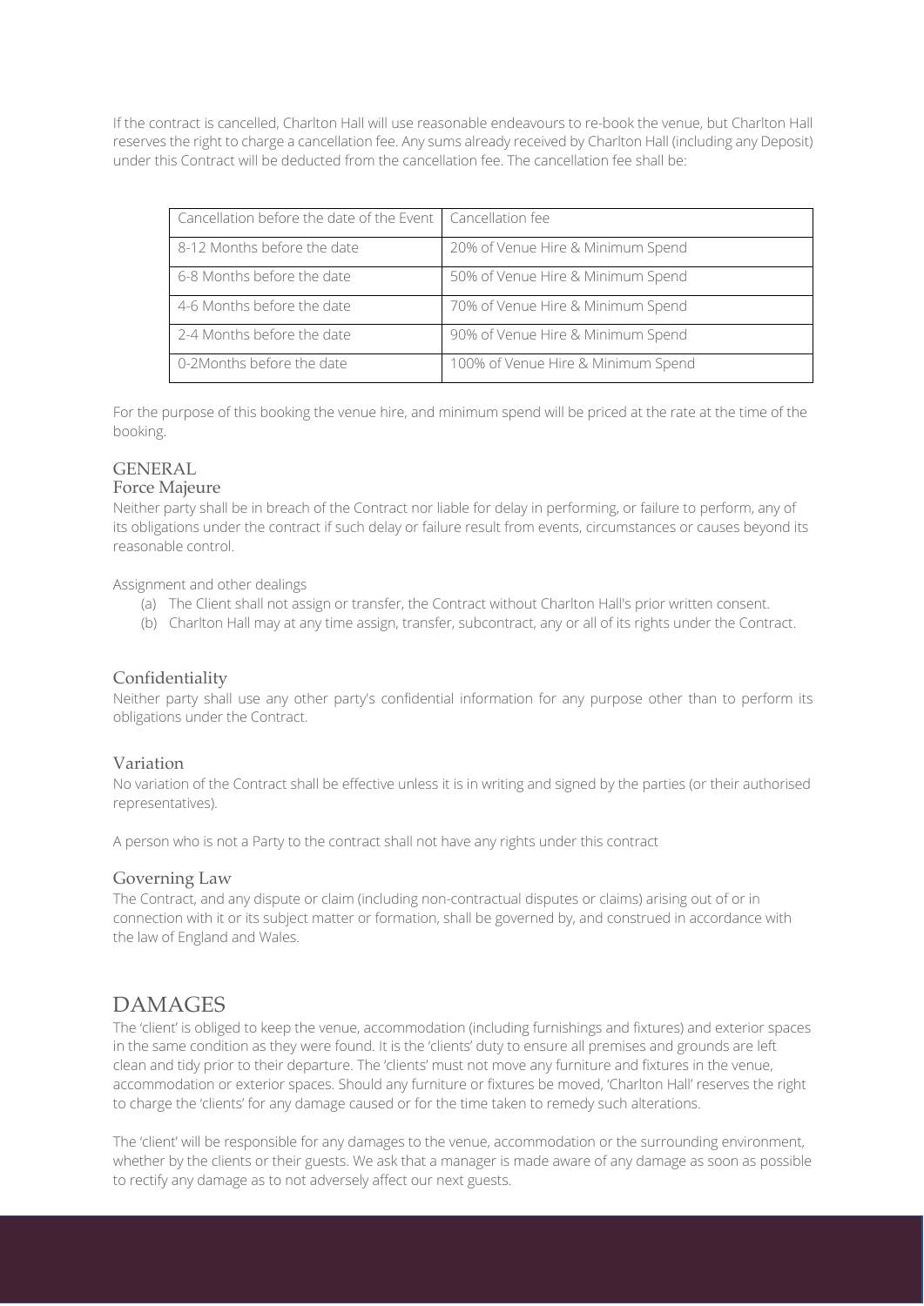If the contract is cancelled, Charlton Hall will use reasonable endeavours to re-book the venue, but Charlton Hall reserves the right to charge a cancellation fee. Any sums already received by Charlton Hall (including any Deposit) under this Contract will be deducted from the cancellation fee. The cancellation fee shall be:

| Cancellation before the date of the Event | Cancellation fee |
|---|---|
| 8-12 Months before the date | 20% of Venue Hire & Minimum Spend |
| 6-8 Months before the date | 50% of Venue Hire & Minimum Spend |
| 4-6 Months before the date | 70% of Venue Hire & Minimum Spend |
| 2-4 Months before the date | 90% of Venue Hire & Minimum Spend |
| 0-2Months before the date | 100% of Venue Hire & Minimum Spend |

For the purpose of this booking the venue hire, and minimum spend will be priced at the rate at the time of the booking.

## GENERAL

### Force Majeure

Neither party shall be in breach of the Contract nor liable for delay in performing, or failure to perform, any of its obligations under the contract if such delay or failure result from events, circumstances or causes beyond its reasonable control.

Assignment and other dealings

(a) The Client shall not assign or transfer, the Contract without Charlton Hall's prior written consent.
(b) Charlton Hall may at any time assign, transfer, subcontract, any or all of its rights under the Contract.

### Confidentiality

Neither party shall use any other party's confidential information for any purpose other than to perform its obligations under the Contract.

### Variation

No variation of the Contract shall be effective unless it is in writing and signed by the parties (or their authorised representatives).

A person who is not a Party to the contract shall not have any rights under this contract

### Governing Law

The Contract, and any dispute or claim (including non-contractual disputes or claims) arising out of or in connection with it or its subject matter or formation, shall be governed by, and construed in accordance with the law of England and Wales.

# DAMAGES

The 'client' is obliged to keep the venue, accommodation (including furnishings and fixtures) and exterior spaces in the same condition as they were found. It is the 'clients' duty to ensure all premises and grounds are left clean and tidy prior to their departure. The 'clients' must not move any furniture and fixtures in the venue, accommodation or exterior spaces. Should any furniture or fixtures be moved, 'Charlton Hall' reserves the right to charge the 'clients' for any damage caused or for the time taken to remedy such alterations.

The 'client' will be responsible for any damages to the venue, accommodation or the surrounding environment, whether by the clients or their guests. We ask that a manager is made aware of any damage as soon as possible to rectify any damage as to not adversely affect our next guests.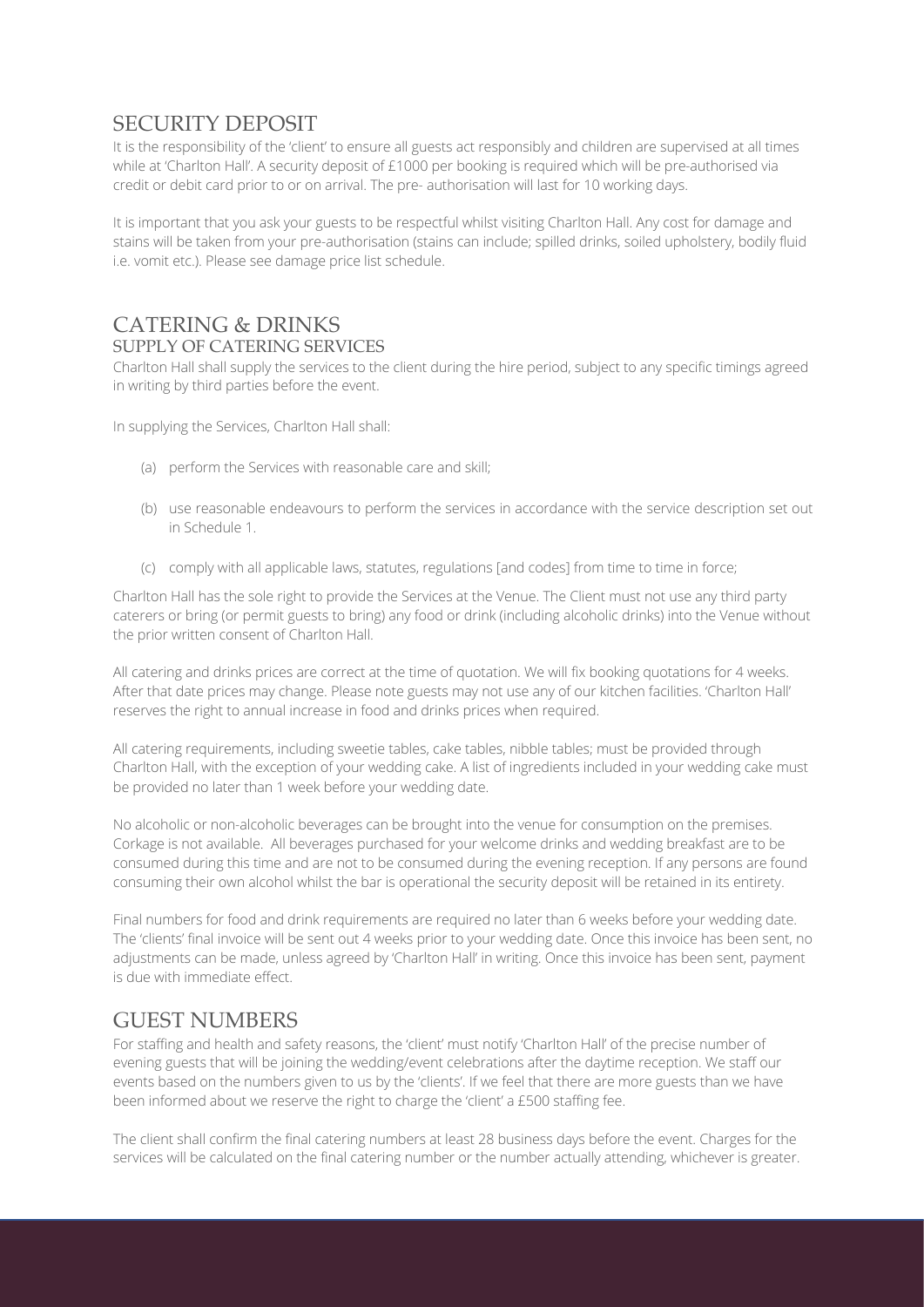## SECURITY DEPOSIT

It is the responsibility of the 'client' to ensure all guests act responsibly and children are supervised at all times while at 'Charlton Hall'. A security deposit of £1000 per booking is required which will be pre-authorised via credit or debit card prior to or on arrival. The pre- authorisation will last for 10 working days.

It is important that you ask your guests to be respectful whilst visiting Charlton Hall. Any cost for damage and stains will be taken from your pre-authorisation (stains can include; spilled drinks, soiled upholstery, bodily fluid i.e. vomit etc.). Please see damage price list schedule.

## CATERING & DRINKS

### SUPPLY OF CATERING SERVICES

Charlton Hall shall supply the services to the client during the hire period, subject to any specific timings agreed in writing by third parties before the event.

In supplying the Services, Charlton Hall shall:

(a) perform the Services with reasonable care and skill;

(b) use reasonable endeavours to perform the services in accordance with the service description set out in Schedule 1.

(c) comply with all applicable laws, statutes, regulations [and codes] from time to time in force;

Charlton Hall has the sole right to provide the Services at the Venue. The Client must not use any third party caterers or bring (or permit guests to bring) any food or drink (including alcoholic drinks) into the Venue without the prior written consent of Charlton Hall.

All catering and drinks prices are correct at the time of quotation. We will fix booking quotations for 4 weeks. After that date prices may change. Please note guests may not use any of our kitchen facilities. 'Charlton Hall' reserves the right to annual increase in food and drinks prices when required.

All catering requirements, including sweetie tables, cake tables, nibble tables; must be provided through Charlton Hall, with the exception of your wedding cake. A list of ingredients included in your wedding cake must be provided no later than 1 week before your wedding date.

No alcoholic or non-alcoholic beverages can be brought into the venue for consumption on the premises. Corkage is not available. All beverages purchased for your welcome drinks and wedding breakfast are to be consumed during this time and are not to be consumed during the evening reception. If any persons are found consuming their own alcohol whilst the bar is operational the security deposit will be retained in its entirety.

Final numbers for food and drink requirements are required no later than 6 weeks before your wedding date. The 'clients' final invoice will be sent out 4 weeks prior to your wedding date. Once this invoice has been sent, no adjustments can be made, unless agreed by 'Charlton Hall' in writing. Once this invoice has been sent, payment is due with immediate effect.

## GUEST NUMBERS

For staffing and health and safety reasons, the 'client' must notify 'Charlton Hall' of the precise number of evening guests that will be joining the wedding/event celebrations after the daytime reception. We staff our events based on the numbers given to us by the 'clients'. If we feel that there are more guests than we have been informed about we reserve the right to charge the 'client' a £500 staffing fee.

The client shall confirm the final catering numbers at least 28 business days before the event. Charges for the services will be calculated on the final catering number or the number actually attending, whichever is greater.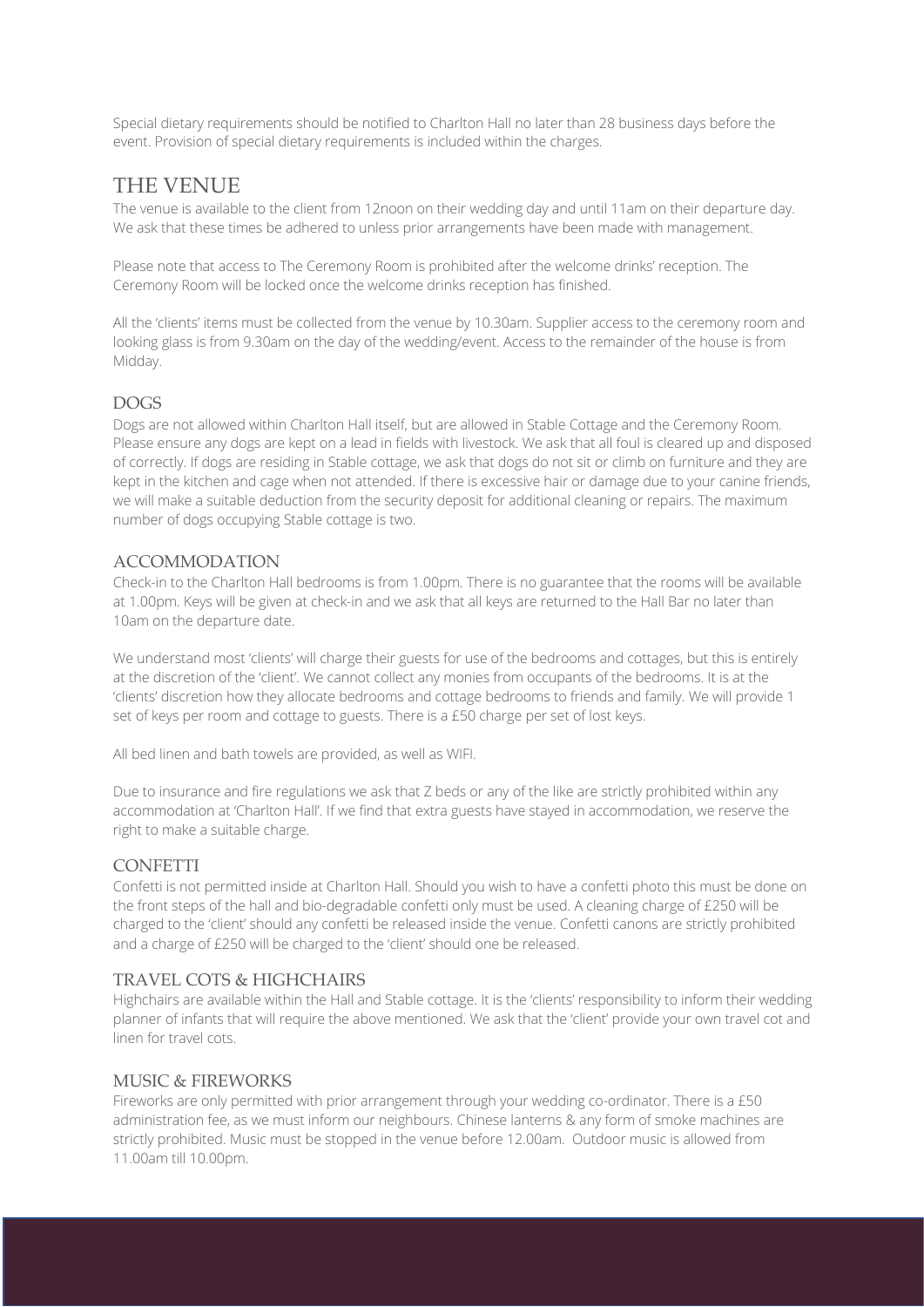Special dietary requirements should be notified to Charlton Hall no later than 28 business days before the event. Provision of special dietary requirements is included within the charges.

## THE VENUE

The venue is available to the client from 12noon on their wedding day and until 11am on their departure day. We ask that these times be adhered to unless prior arrangements have been made with management.

Please note that access to The Ceremony Room is prohibited after the welcome drinks' reception. The Ceremony Room will be locked once the welcome drinks reception has finished.

All the 'clients' items must be collected from the venue by 10.30am. Supplier access to the ceremony room and looking glass is from 9.30am on the day of the wedding/event. Access to the remainder of the house is from Midday.

### DOGS

Dogs are not allowed within Charlton Hall itself, but are allowed in Stable Cottage and the Ceremony Room. Please ensure any dogs are kept on a lead in fields with livestock. We ask that all foul is cleared up and disposed of correctly. If dogs are residing in Stable cottage, we ask that dogs do not sit or climb on furniture and they are kept in the kitchen and cage when not attended. If there is excessive hair or damage due to your canine friends, we will make a suitable deduction from the security deposit for additional cleaning or repairs. The maximum number of dogs occupying Stable cottage is two.

### ACCOMMODATION

Check-in to the Charlton Hall bedrooms is from 1.00pm. There is no guarantee that the rooms will be available at 1.00pm. Keys will be given at check-in and we ask that all keys are returned to the Hall Bar no later than 10am on the departure date.

We understand most 'clients' will charge their guests for use of the bedrooms and cottages, but this is entirely at the discretion of the 'client'. We cannot collect any monies from occupants of the bedrooms. It is at the 'clients' discretion how they allocate bedrooms and cottage bedrooms to friends and family. We will provide 1 set of keys per room and cottage to guests. There is a £50 charge per set of lost keys.

All bed linen and bath towels are provided, as well as WIFI.

Due to insurance and fire regulations we ask that Z beds or any of the like are strictly prohibited within any accommodation at 'Charlton Hall'. If we find that extra guests have stayed in accommodation, we reserve the right to make a suitable charge.

### CONFETTI

Confetti is not permitted inside at Charlton Hall. Should you wish to have a confetti photo this must be done on the front steps of the hall and bio-degradable confetti only must be used. A cleaning charge of £250 will be charged to the 'client' should any confetti be released inside the venue. Confetti canons are strictly prohibited and a charge of £250 will be charged to the 'client' should one be released.

### TRAVEL COTS & HIGHCHAIRS

Highchairs are available within the Hall and Stable cottage. It is the 'clients' responsibility to inform their wedding planner of infants that will require the above mentioned. We ask that the 'client' provide your own travel cot and linen for travel cots.

### MUSIC & FIREWORKS

Fireworks are only permitted with prior arrangement through your wedding co-ordinator. There is a £50 administration fee, as we must inform our neighbours. Chinese lanterns & any form of smoke machines are strictly prohibited. Music must be stopped in the venue before 12.00am. Outdoor music is allowed from 11.00am till 10.00pm.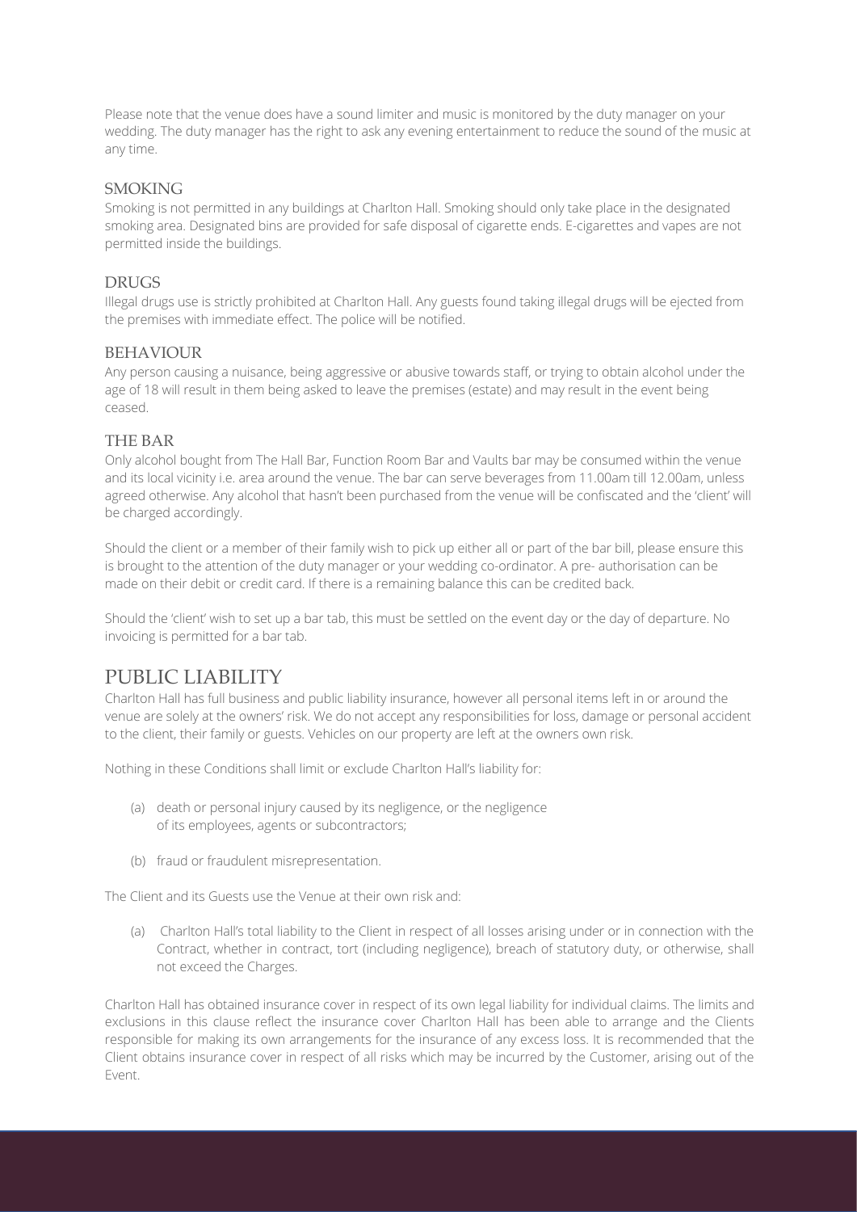Please note that the venue does have a sound limiter and music is monitored by the duty manager on your wedding. The duty manager has the right to ask any evening entertainment to reduce the sound of the music at any time.

### SMOKING

Smoking is not permitted in any buildings at Charlton Hall. Smoking should only take place in the designated smoking area. Designated bins are provided for safe disposal of cigarette ends. E-cigarettes and vapes are not permitted inside the buildings.

### DRUGS

Illegal drugs use is strictly prohibited at Charlton Hall. Any guests found taking illegal drugs will be ejected from the premises with immediate effect. The police will be notified.

### BEHAVIOUR

Any person causing a nuisance, being aggressive or abusive towards staff, or trying to obtain alcohol under the age of 18 will result in them being asked to leave the premises (estate) and may result in the event being ceased.

### THE BAR

Only alcohol bought from The Hall Bar, Function Room Bar and Vaults bar may be consumed within the venue and its local vicinity i.e. area around the venue. The bar can serve beverages from 11.00am till 12.00am, unless agreed otherwise. Any alcohol that hasn't been purchased from the venue will be confiscated and the 'client' will be charged accordingly.

Should the client or a member of their family wish to pick up either all or part of the bar bill, please ensure this is brought to the attention of the duty manager or your wedding co-ordinator. A pre- authorisation can be made on their debit or credit card. If there is a remaining balance this can be credited back.

Should the 'client' wish to set up a bar tab, this must be settled on the event day or the day of departure. No invoicing is permitted for a bar tab.

## PUBLIC LIABILITY

Charlton Hall has full business and public liability insurance, however all personal items left in or around the venue are solely at the owners' risk. We do not accept any responsibilities for loss, damage or personal accident to the client, their family or guests. Vehicles on our property are left at the owners own risk.

Nothing in these Conditions shall limit or exclude Charlton Hall's liability for:

(a) death or personal injury caused by its negligence, or the negligence of its employees, agents or subcontractors;

(b) fraud or fraudulent misrepresentation.

The Client and its Guests use the Venue at their own risk and:

(a) Charlton Hall's total liability to the Client in respect of all losses arising under or in connection with the Contract, whether in contract, tort (including negligence), breach of statutory duty, or otherwise, shall not exceed the Charges.

Charlton Hall has obtained insurance cover in respect of its own legal liability for individual claims. The limits and exclusions in this clause reflect the insurance cover Charlton Hall has been able to arrange and the Clients responsible for making its own arrangements for the insurance of any excess loss. It is recommended that the Client obtains insurance cover in respect of all risks which may be incurred by the Customer, arising out of the Event.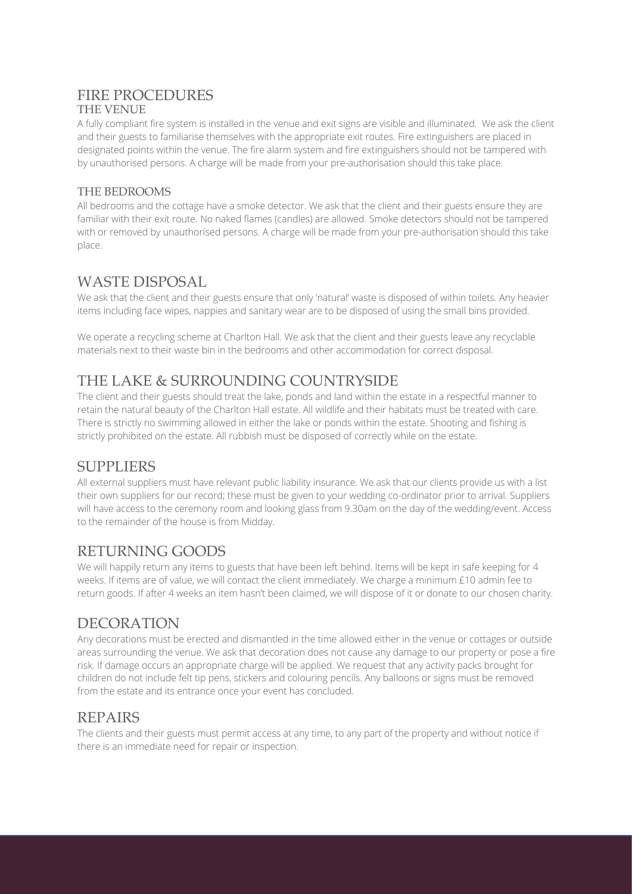# FIRE PROCEDURES

### THE VENUE

A fully compliant fire system is installed in the venue and exit signs are visible and illuminated. We ask the client and their guests to familiarise themselves with the appropriate exit routes. Fire extinguishers are placed in designated points within the venue. The fire alarm system and fire extinguishers should not be tampered with by unauthorised persons. A charge will be made from your pre-authorisation should this take place.

### THE BEDROOMS

All bedrooms and the cottage have a smoke detector. We ask that the client and their guests ensure they are familiar with their exit route. No naked flames (candles) are allowed. Smoke detectors should not be tampered with or removed by unauthorised persons. A charge will be made from your pre-authorisation should this take place.

# WASTE DISPOSAL

We ask that the client and their guests ensure that only 'natural' waste is disposed of within toilets. Any heavier items including face wipes, nappies and sanitary wear are to be disposed of using the small bins provided.

We operate a recycling scheme at Charlton Hall. We ask that the client and their guests leave any recyclable materials next to their waste bin in the bedrooms and other accommodation for correct disposal.

# THE LAKE & SURROUNDING COUNTRYSIDE

The client and their guests should treat the lake, ponds and land within the estate in a respectful manner to retain the natural beauty of the Charlton Hall estate. All wildlife and their habitats must be treated with care. There is strictly no swimming allowed in either the lake or ponds within the estate. Shooting and fishing is strictly prohibited on the estate. All rubbish must be disposed of correctly while on the estate.

# SUPPLIERS

All external suppliers must have relevant public liability insurance. We ask that our clients provide us with a list their own suppliers for our record; these must be given to your wedding co-ordinator prior to arrival. Suppliers will have access to the ceremony room and looking glass from 9.30am on the day of the wedding/event. Access to the remainder of the house is from Midday.

# RETURNING GOODS

We will happily return any items to guests that have been left behind. Items will be kept in safe keeping for 4 weeks. If items are of value, we will contact the client immediately. We charge a minimum £10 admin fee to return goods. If after 4 weeks an item hasn't been claimed, we will dispose of it or donate to our chosen charity.

# DECORATION

Any decorations must be erected and dismantled in the time allowed either in the venue or cottages or outside areas surrounding the venue. We ask that decoration does not cause any damage to our property or pose a fire risk. If damage occurs an appropriate charge will be applied. We request that any activity packs brought for children do not include felt tip pens, stickers and colouring pencils. Any balloons or signs must be removed from the estate and its entrance once your event has concluded.

# REPAIRS

The clients and their guests must permit access at any time, to any part of the property and without notice if there is an immediate need for repair or inspection.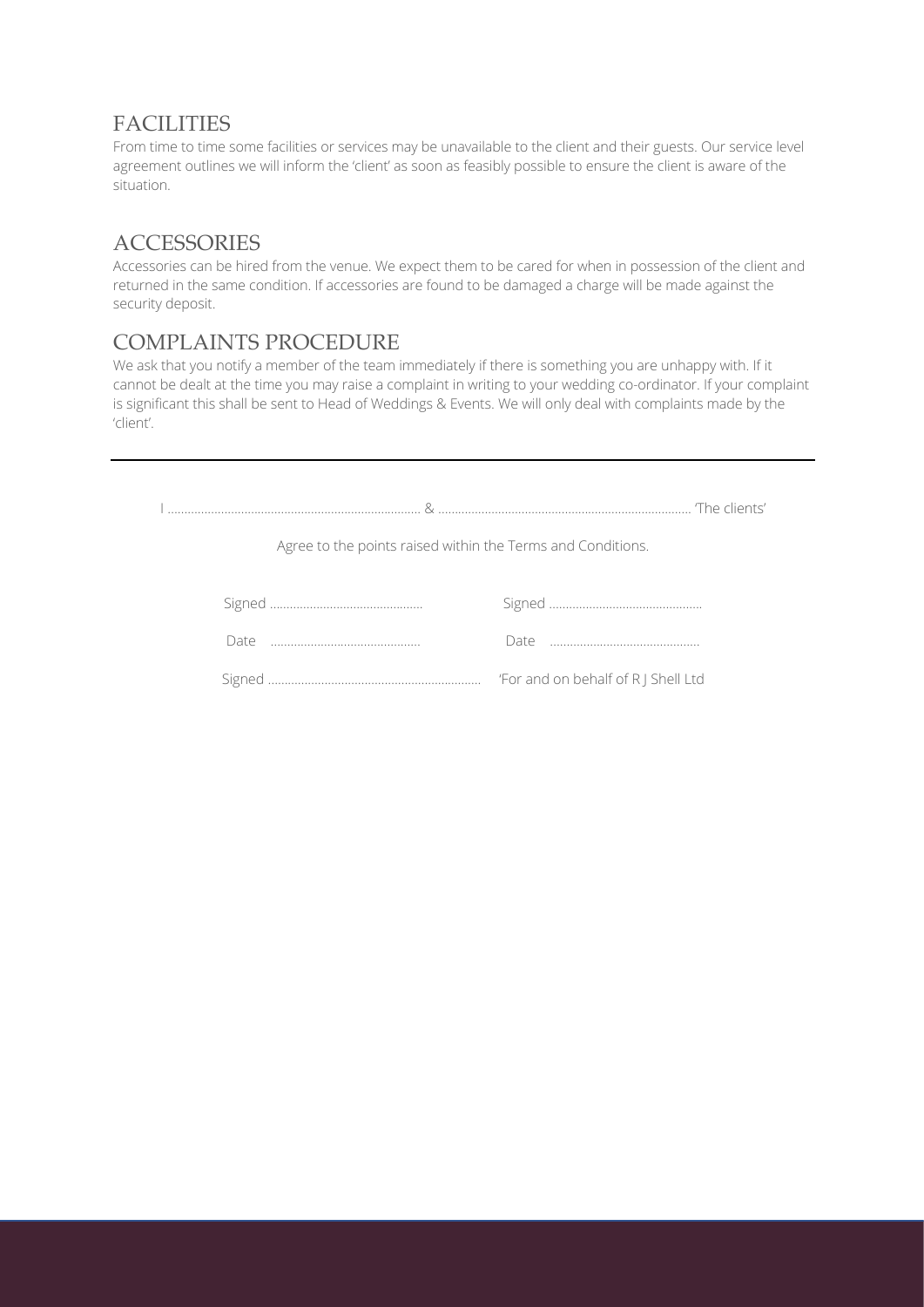## FACILITIES

From time to time some facilities or services may be unavailable to the client and their guests. Our service level agreement outlines we will inform the 'client' as soon as feasibly possible to ensure the client is aware of the situation.

## ACCESSORIES

Accessories can be hired from the venue. We expect them to be cared for when in possession of the client and returned in the same condition. If accessories are found to be damaged a charge will be made against the security deposit.

## COMPLAINTS PROCEDURE

We ask that you notify a member of the team immediately if there is something you are unhappy with. If it cannot be dealt at the time you may raise a complaint in writing to your wedding co-ordinator. If your complaint is significant this shall be sent to Head of Weddings & Events. We will only deal with complaints made by the 'client'.

---

I ………………………………………………………………… & ………………………………………………………………… 'The clients'

Agree to the points raised within the Terms and Conditions.

Signed ……………………………………… Signed ………………………………………

Date ……………………………………… Date ………………………………………

Signed ……………………………………………………… 'For and on behalf of R J Shell Ltd